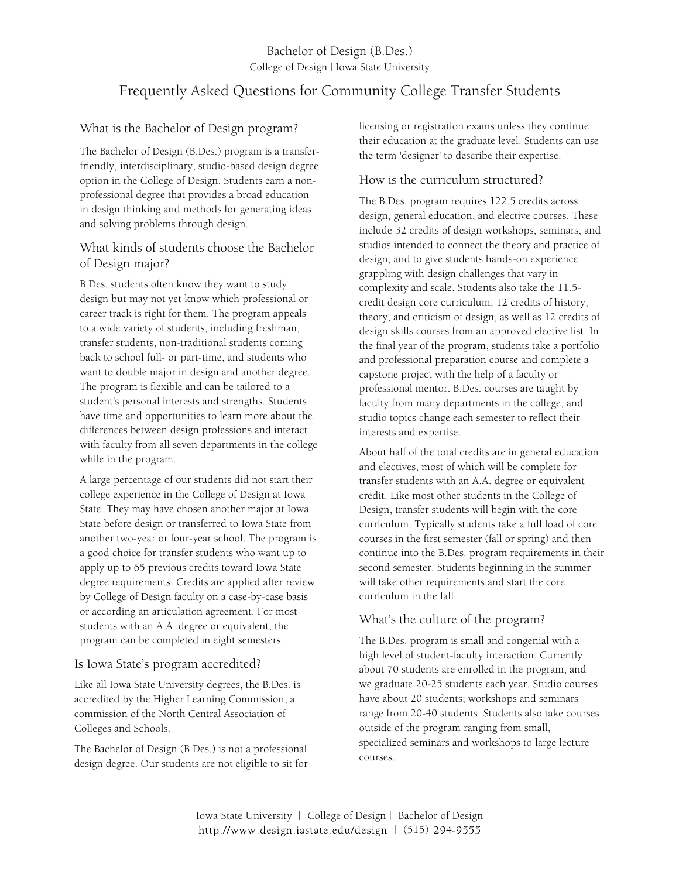Bachelor of Design (B.Des.)

College of Design | Iowa State University

# Frequently Asked Questions for Community College Transfer Students

## What is the Bachelor of Design program?

The Bachelor of Design (B.Des.) program is a transfer-friendly, interdisciplinary, studio-based design degree option in the College of Design. Students earn a non-professional degree that provides a broad education in design thinking and methods for generating ideas and solving problems through design.

## What kinds of students choose the Bachelor of Design major?

B.Des. students often know they want to study design but may not yet know which professional or career track is right for them. The program appeals to a wide variety of students, including freshman, transfer students, non-traditional students coming back to school full- or part-time, and students who want to double major in design and another degree. The program is flexible and can be tailored to a student's personal interests and strengths. Students have time and opportunities to learn more about the differences between design professions and interact with faculty from all seven departments in the college while in the program.

A large percentage of our students did not start their college experience in the College of Design at Iowa State. They may have chosen another major at Iowa State before design or transferred to Iowa State from another two-year or four-year school. The program is a good choice for transfer students who want up to apply up to 65 previous credits toward Iowa State degree requirements. Credits are applied after review by College of Design faculty on a case-by-case basis or according an articulation agreement. For most students with an A.A. degree or equivalent, the program can be completed in eight semesters.

## Is Iowa State's program accredited?

Like all Iowa State University degrees, the B.Des. is accredited by the Higher Learning Commission, a commission of the North Central Association of Colleges and Schools.

The Bachelor of Design (B.Des.) is not a professional design degree. Our students are not eligible to sit for licensing or registration exams unless they continue their education at the graduate level. Students can use the term 'designer' to describe their expertise.

## How is the curriculum structured?

The B.Des. program requires 122.5 credits across design, general education, and elective courses. These include 32 credits of design workshops, seminars, and studios intended to connect the theory and practice of design, and to give students hands-on experience grappling with design challenges that vary in complexity and scale. Students also take the 11.5-credit design core curriculum, 12 credits of history, theory, and criticism of design, as well as 12 credits of design skills courses from an approved elective list. In the final year of the program, students take a portfolio and professional preparation course and complete a capstone project with the help of a faculty or professional mentor. B.Des. courses are taught by faculty from many departments in the college, and studio topics change each semester to reflect their interests and expertise.

About half of the total credits are in general education and electives, most of which will be complete for transfer students with an A.A. degree or equivalent credit. Like most other students in the College of Design, transfer students will begin with the core curriculum. Typically students take a full load of core courses in the first semester (fall or spring) and then continue into the B.Des. program requirements in their second semester. Students beginning in the summer will take other requirements and start the core curriculum in the fall.

## What's the culture of the program?

The B.Des. program is small and congenial with a high level of student-faculty interaction. Currently about 70 students are enrolled in the program, and we graduate 20-25 students each year. Studio courses have about 20 students; workshops and seminars range from 20-40 students. Students also take courses outside of the program ranging from small, specialized seminars and workshops to large lecture courses.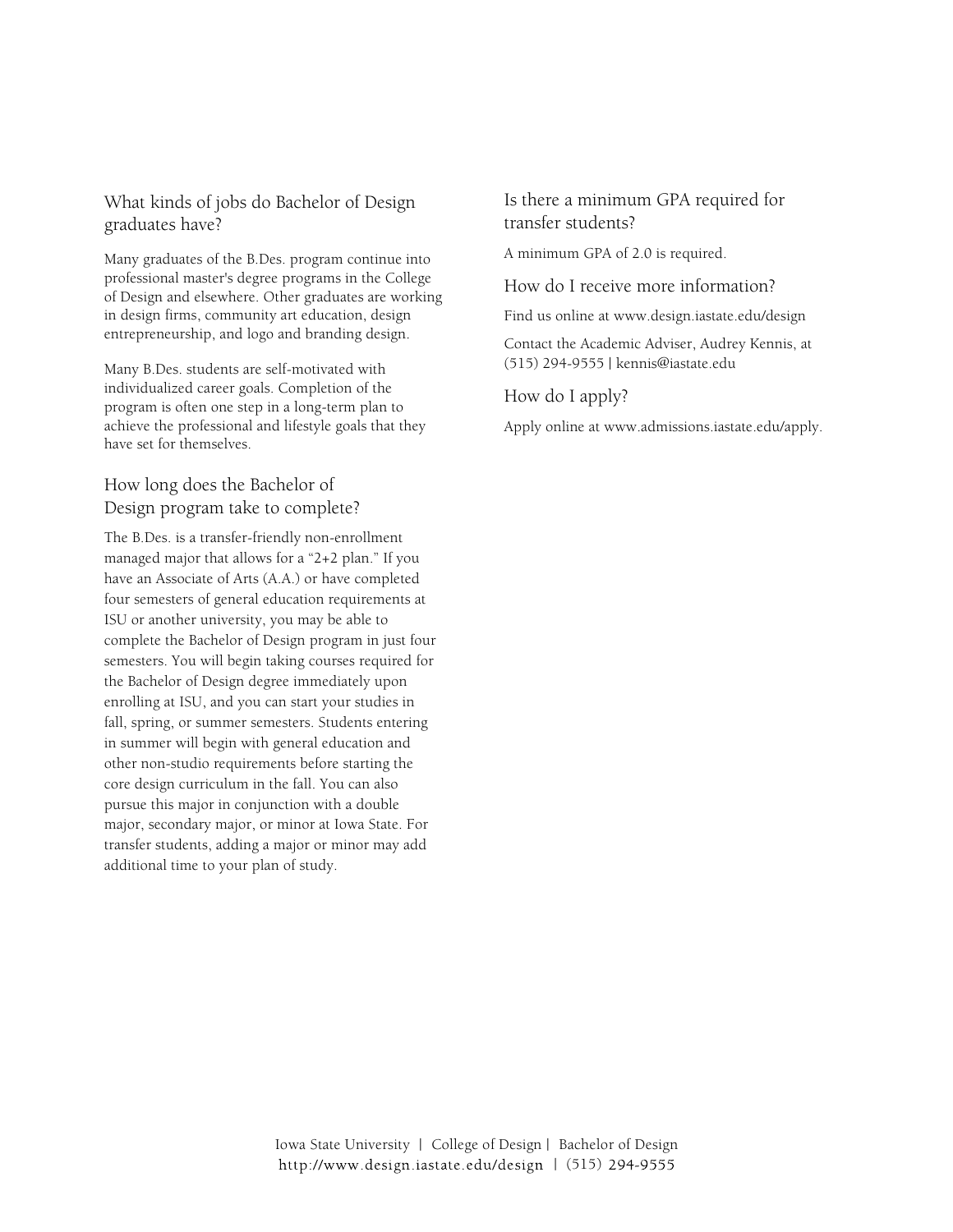## What kinds of jobs do Bachelor of Design graduates have?

Many graduates of the B.Des. program continue into professional master's degree programs in the College of Design and elsewhere. Other graduates are working in design firms, community art education, design entrepreneurship, and logo and branding design.

Many B.Des. students are self-motivated with individualized career goals. Completion of the program is often one step in a long-term plan to achieve the professional and lifestyle goals that they have set for themselves.

## How long does the Bachelor of Design program take to complete?

The B.Des. is a transfer-friendly non-enrollment managed major that allows for a “2+2 plan.” If you have an Associate of Arts (A.A.) or have completed four semesters of general education requirements at ISU or another university, you may be able to complete the Bachelor of Design program in just four semesters. You will begin taking courses required for the Bachelor of Design degree immediately upon enrolling at ISU, and you can start your studies in fall, spring, or summer semesters. Students entering in summer will begin with general education and other non-studio requirements before starting the core design curriculum in the fall. You can also pursue this major in conjunction with a double major, secondary major, or minor at Iowa State. For transfer students, adding a major or minor may add additional time to your plan of study.

## Is there a minimum GPA required for transfer students?

A minimum GPA of 2.0 is required.

## How do I receive more information?

Find us online at www.design.iastate.edu/design

Contact the Academic Adviser, Audrey Kennis, at (515) 294-9555 | kennis@iastate.edu

## How do I apply?

Apply online at www.admissions.iastate.edu/apply.

Iowa State University | College of Design | Bachelor of Design
http://www.design.iastate.edu/design | (515) 294-9555